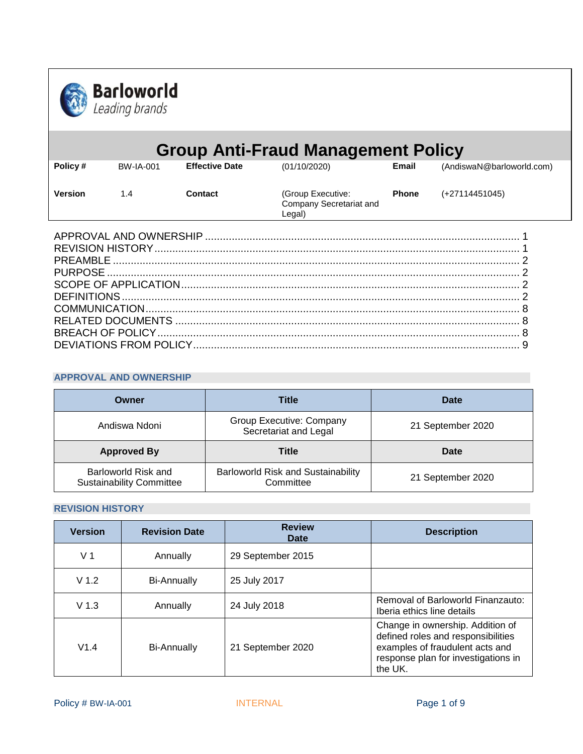Barloworld
*Leading brands*

# Group Anti-Fraud Management Policy

| Policy # | BW-IA-001 | Effective Date | (01/10/2020) | Email | (AndiswaN@barloworld.com) |
|---|---|---|---|---|---|
| Version | 1.4 | Contact | (Group Executive: Company Secretariat and Legal) | Phone | (+27114451045) |

APPROVAL AND OWNERSHIP ........ 1
REVISION HISTORY ........ 1
PREAMBLE ........ 2
PURPOSE ........ 2
SCOPE OF APPLICATION ........ 2
DEFINITIONS ........ 2
COMMUNICATION ........ 8
RELATED DOCUMENTS ........ 8
BREACH OF POLICY ........ 8
DEVIATIONS FROM POLICY ........ 9

## APPROVAL AND OWNERSHIP

| Owner | Title | Date |
|---|---|---|
| Andiswa Ndoni | Group Executive: Company Secretariat and Legal | 21 September 2020 |
| **Approved By** | **Title** | **Date** |
| Barloworld Risk and Sustainability Committee | Barloworld Risk and Sustainability Committee | 21 September 2020 |

## REVISION HISTORY

| Version | Revision Date | Review Date | Description |
|---|---|---|---|
| V 1 | Annually | 29 September 2015 | |
| V 1.2 | Bi-Annually | 25 July 2017 | |
| V 1.3 | Annually | 24 July 2018 | Removal of Barloworld Finanzauto: Iberia ethics line details |
| V1.4 | Bi-Annually | 21 September 2020 | Change in ownership. Addition of defined roles and responsibilities examples of fraudulent acts and response plan for investigations in the UK. |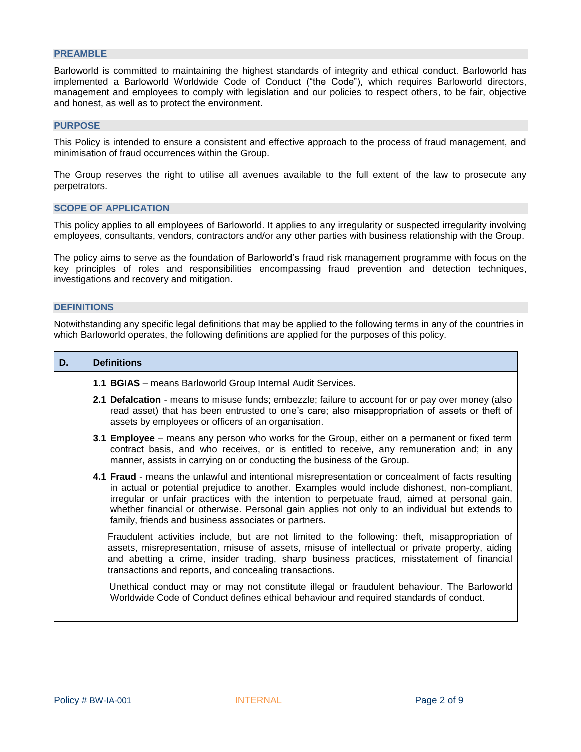## PREAMBLE

Barloworld is committed to maintaining the highest standards of integrity and ethical conduct. Barloworld has implemented a Barloworld Worldwide Code of Conduct ("the Code"), which requires Barloworld directors, management and employees to comply with legislation and our policies to respect others, to be fair, objective and honest, as well as to protect the environment.

## PURPOSE

This Policy is intended to ensure a consistent and effective approach to the process of fraud management, and minimisation of fraud occurrences within the Group.

The Group reserves the right to utilise all avenues available to the full extent of the law to prosecute any perpetrators.

## SCOPE OF APPLICATION

This policy applies to all employees of Barloworld. It applies to any irregularity or suspected irregularity involving employees, consultants, vendors, contractors and/or any other parties with business relationship with the Group.

The policy aims to serve as the foundation of Barloworld's fraud risk management programme with focus on the key principles of roles and responsibilities encompassing fraud prevention and detection techniques, investigations and recovery and mitigation.

## DEFINITIONS

Notwithstanding any specific legal definitions that may be applied to the following terms in any of the countries in which Barloworld operates, the following definitions are applied for the purposes of this policy.

| D. | Definitions |
|---|---|
| | **1.1 BGIAS** – means Barloworld Group Internal Audit Services.<br><br>**2.1 Defalcation** - means to misuse funds; embezzle; failure to account for or pay over money (also read asset) that has been entrusted to one's care; also misappropriation of assets or theft of assets by employees or officers of an organisation.<br><br>**3.1 Employee** – means any person who works for the Group, either on a permanent or fixed term contract basis, and who receives, or is entitled to receive, any remuneration and; in any manner, assists in carrying on or conducting the business of the Group.<br><br>**4.1 Fraud** - means the unlawful and intentional misrepresentation or concealment of facts resulting in actual or potential prejudice to another. Examples would include dishonest, non-compliant, irregular or unfair practices with the intention to perpetuate fraud, aimed at personal gain, whether financial or otherwise. Personal gain applies not only to an individual but extends to family, friends and business associates or partners.<br><br>Fraudulent activities include, but are not limited to the following: theft, misappropriation of assets, misrepresentation, misuse of assets, misuse of intellectual or private property, aiding and abetting a crime, insider trading, sharp business practices, misstatement of financial transactions and reports, and concealing transactions.<br><br>Unethical conduct may or may not constitute illegal or fraudulent behaviour. The Barloworld Worldwide Code of Conduct defines ethical behaviour and required standards of conduct. |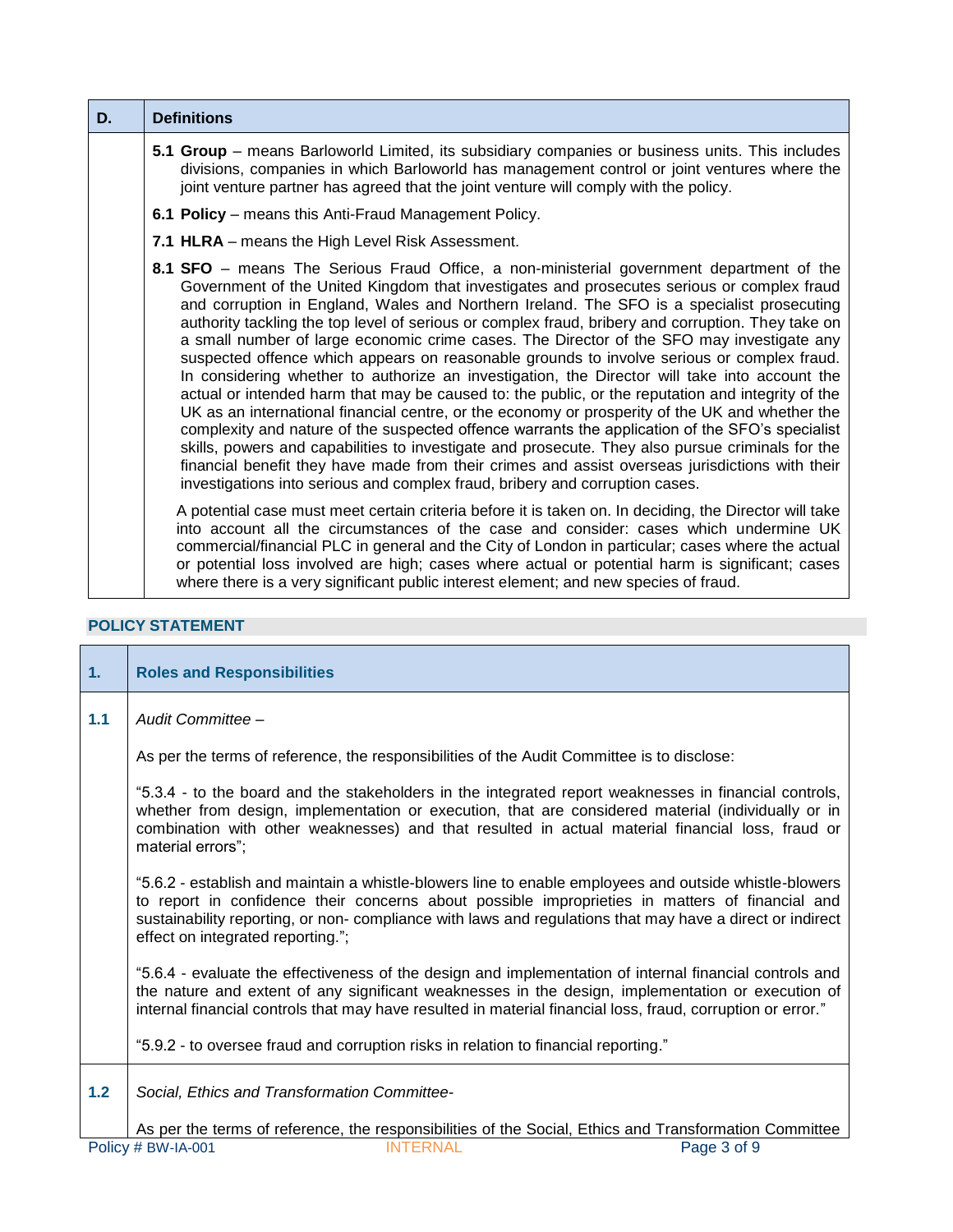## D. Definitions

**5.1 Group** – means Barloworld Limited, its subsidiary companies or business units. This includes divisions, companies in which Barloworld has management control or joint ventures where the joint venture partner has agreed that the joint venture will comply with the policy.

**6.1 Policy** – means this Anti-Fraud Management Policy.

**7.1 HLRA** – means the High Level Risk Assessment.

**8.1 SFO** – means The Serious Fraud Office, a non-ministerial government department of the Government of the United Kingdom that investigates and prosecutes serious or complex fraud and corruption in England, Wales and Northern Ireland. The SFO is a specialist prosecuting authority tackling the top level of serious or complex fraud, bribery and corruption. They take on a small number of large economic crime cases. The Director of the SFO may investigate any suspected offence which appears on reasonable grounds to involve serious or complex fraud. In considering whether to authorize an investigation, the Director will take into account the actual or intended harm that may be caused to: the public, or the reputation and integrity of the UK as an international financial centre, or the economy or prosperity of the UK and whether the complexity and nature of the suspected offence warrants the application of the SFO's specialist skills, powers and capabilities to investigate and prosecute. They also pursue criminals for the financial benefit they have made from their crimes and assist overseas jurisdictions with their investigations into serious and complex fraud, bribery and corruption cases.

A potential case must meet certain criteria before it is taken on. In deciding, the Director will take into account all the circumstances of the case and consider: cases which undermine UK commercial/financial PLC in general and the City of London in particular; cases where the actual or potential loss involved are high; cases where actual or potential harm is significant; cases where there is a very significant public interest element; and new species of fraud.

## POLICY STATEMENT

### 1. Roles and Responsibilities

**1.1** *Audit Committee –*

As per the terms of reference, the responsibilities of the Audit Committee is to disclose:

"5.3.4 - to the board and the stakeholders in the integrated report weaknesses in financial controls, whether from design, implementation or execution, that are considered material (individually or in combination with other weaknesses) and that resulted in actual material financial loss, fraud or material errors";

"5.6.2 - establish and maintain a whistle-blowers line to enable employees and outside whistle-blowers to report in confidence their concerns about possible improprieties in matters of financial and sustainability reporting, or non- compliance with laws and regulations that may have a direct or indirect effect on integrated reporting.";

"5.6.4 - evaluate the effectiveness of the design and implementation of internal financial controls and the nature and extent of any significant weaknesses in the design, implementation or execution of internal financial controls that may have resulted in material financial loss, fraud, corruption or error."

"5.9.2 - to oversee fraud and corruption risks in relation to financial reporting."

**1.2** *Social, Ethics and Transformation Committee-*

As per the terms of reference, the responsibilities of the Social, Ethics and Transformation Committee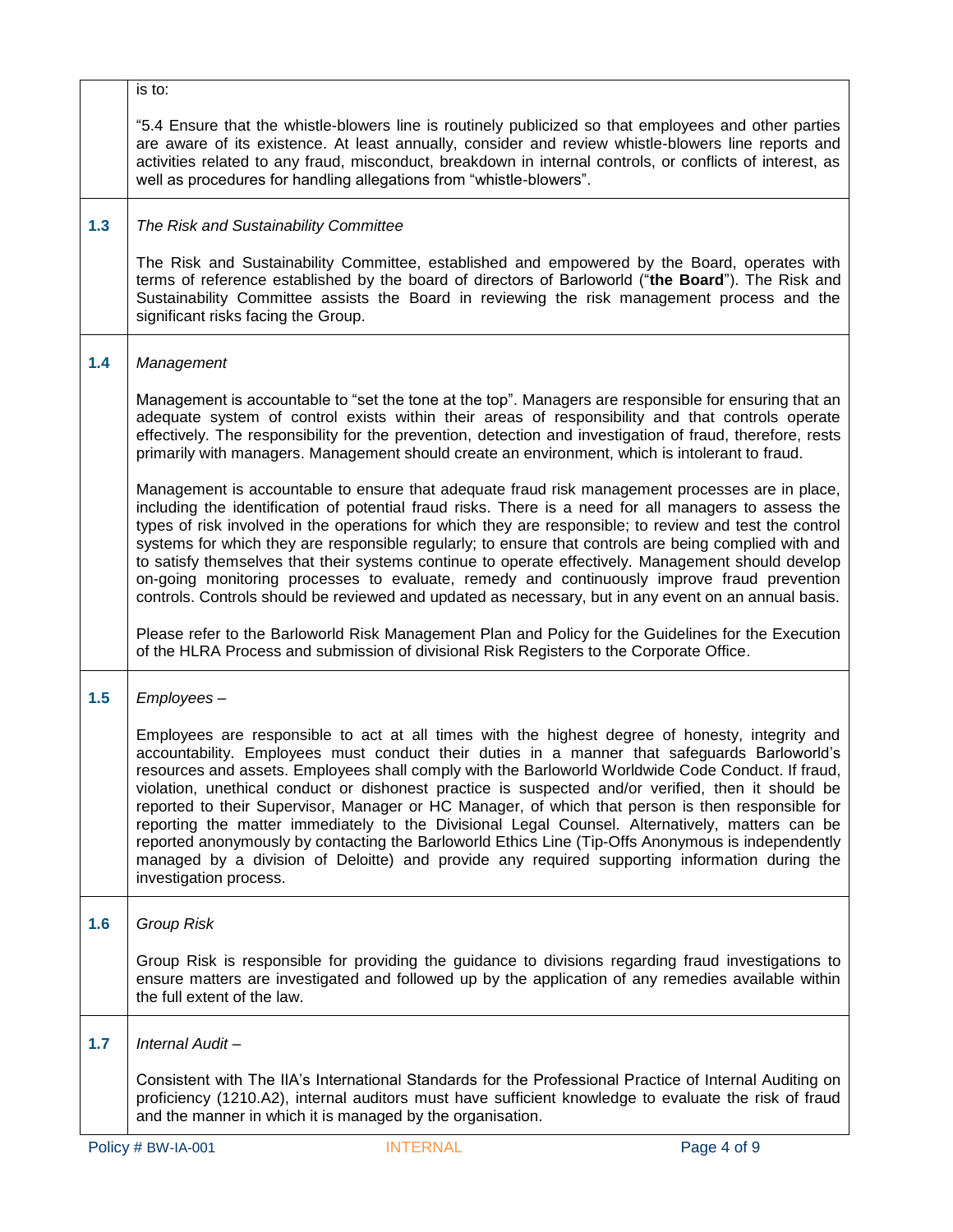is to:

"5.4 Ensure that the whistle-blowers line is routinely publicized so that employees and other parties are aware of its existence. At least annually, consider and review whistle-blowers line reports and activities related to any fraud, misconduct, breakdown in internal controls, or conflicts of interest, as well as procedures for handling allegations from "whistle-blowers".

**1.3** *The Risk and Sustainability Committee*

The Risk and Sustainability Committee, established and empowered by the Board, operates with terms of reference established by the board of directors of Barloworld ("**the Board**"). The Risk and Sustainability Committee assists the Board in reviewing the risk management process and the significant risks facing the Group.

**1.4** *Management*

Management is accountable to "set the tone at the top". Managers are responsible for ensuring that an adequate system of control exists within their areas of responsibility and that controls operate effectively. The responsibility for the prevention, detection and investigation of fraud, therefore, rests primarily with managers. Management should create an environment, which is intolerant to fraud.

Management is accountable to ensure that adequate fraud risk management processes are in place, including the identification of potential fraud risks. There is a need for all managers to assess the types of risk involved in the operations for which they are responsible; to review and test the control systems for which they are responsible regularly; to ensure that controls are being complied with and to satisfy themselves that their systems continue to operate effectively. Management should develop on-going monitoring processes to evaluate, remedy and continuously improve fraud prevention controls. Controls should be reviewed and updated as necessary, but in any event on an annual basis.

Please refer to the Barloworld Risk Management Plan and Policy for the Guidelines for the Execution of the HLRA Process and submission of divisional Risk Registers to the Corporate Office.

**1.5** *Employees –*

Employees are responsible to act at all times with the highest degree of honesty, integrity and accountability. Employees must conduct their duties in a manner that safeguards Barloworld's resources and assets. Employees shall comply with the Barloworld Worldwide Code Conduct. If fraud, violation, unethical conduct or dishonest practice is suspected and/or verified, then it should be reported to their Supervisor, Manager or HC Manager, of which that person is then responsible for reporting the matter immediately to the Divisional Legal Counsel. Alternatively, matters can be reported anonymously by contacting the Barloworld Ethics Line (Tip-Offs Anonymous is independently managed by a division of Deloitte) and provide any required supporting information during the investigation process.

**1.6** *Group Risk*

Group Risk is responsible for providing the guidance to divisions regarding fraud investigations to ensure matters are investigated and followed up by the application of any remedies available within the full extent of the law.

**1.7** *Internal Audit –*

Consistent with The IIA's International Standards for the Professional Practice of Internal Auditing on proficiency (1210.A2), internal auditors must have sufficient knowledge to evaluate the risk of fraud and the manner in which it is managed by the organisation.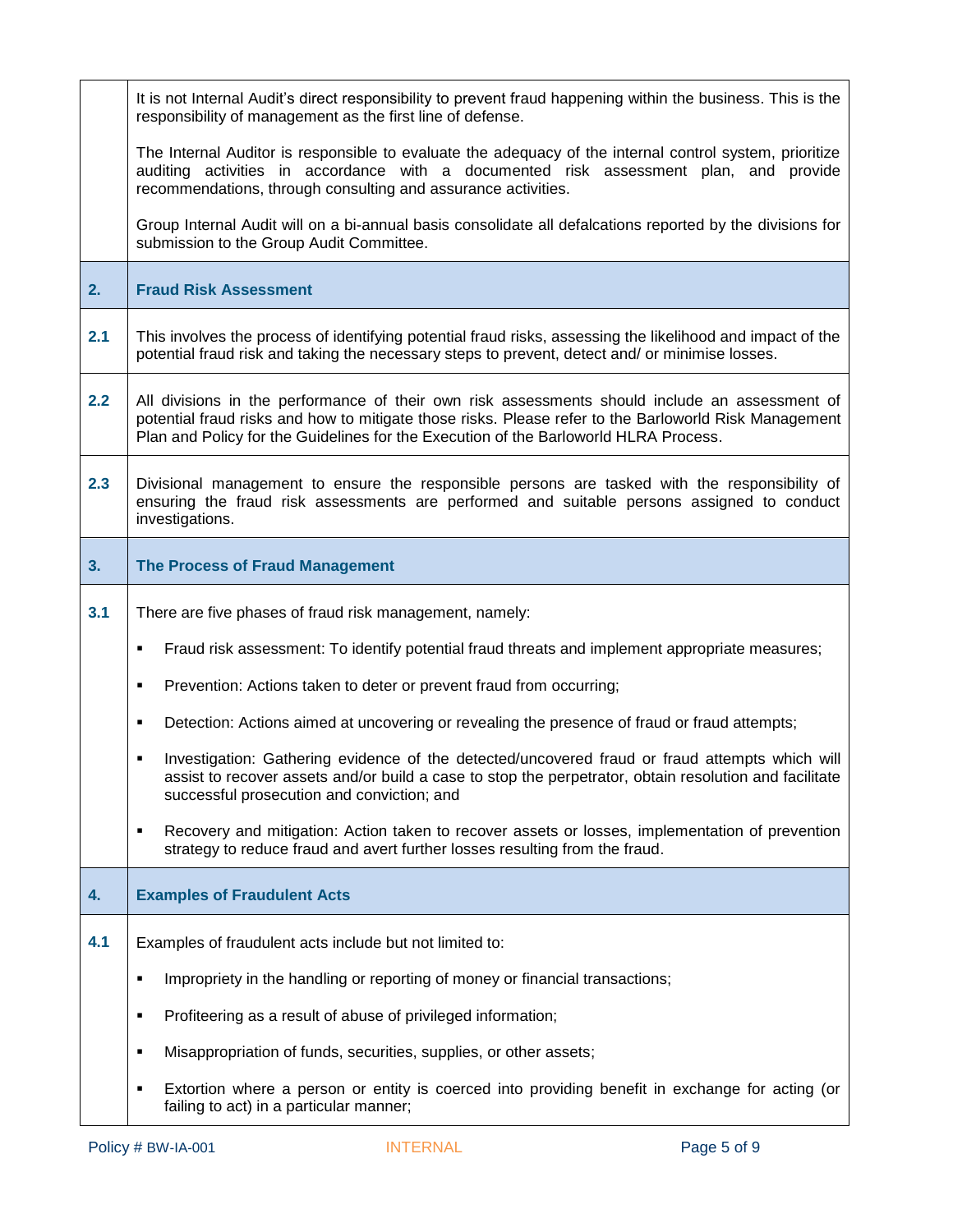It is not Internal Audit's direct responsibility to prevent fraud happening within the business. This is the responsibility of management as the first line of defense.

The Internal Auditor is responsible to evaluate the adequacy of the internal control system, prioritize auditing activities in accordance with a documented risk assessment plan, and provide recommendations, through consulting and assurance activities.

Group Internal Audit will on a bi-annual basis consolidate all defalcations reported by the divisions for submission to the Group Audit Committee.

## 2. Fraud Risk Assessment

**2.1** This involves the process of identifying potential fraud risks, assessing the likelihood and impact of the potential fraud risk and taking the necessary steps to prevent, detect and/ or minimise losses.

**2.2** All divisions in the performance of their own risk assessments should include an assessment of potential fraud risks and how to mitigate those risks. Please refer to the Barloworld Risk Management Plan and Policy for the Guidelines for the Execution of the Barloworld HLRA Process.

**2.3** Divisional management to ensure the responsible persons are tasked with the responsibility of ensuring the fraud risk assessments are performed and suitable persons assigned to conduct investigations.

## 3. The Process of Fraud Management

**3.1** There are five phases of fraud risk management, namely:

- Fraud risk assessment: To identify potential fraud threats and implement appropriate measures;
- Prevention: Actions taken to deter or prevent fraud from occurring;
- Detection: Actions aimed at uncovering or revealing the presence of fraud or fraud attempts;
- Investigation: Gathering evidence of the detected/uncovered fraud or fraud attempts which will assist to recover assets and/or build a case to stop the perpetrator, obtain resolution and facilitate successful prosecution and conviction; and
- Recovery and mitigation: Action taken to recover assets or losses, implementation of prevention strategy to reduce fraud and avert further losses resulting from the fraud.

## 4. Examples of Fraudulent Acts

**4.1** Examples of fraudulent acts include but not limited to:

- Impropriety in the handling or reporting of money or financial transactions;
- Profiteering as a result of abuse of privileged information;
- Misappropriation of funds, securities, supplies, or other assets;
- Extortion where a person or entity is coerced into providing benefit in exchange for acting (or failing to act) in a particular manner;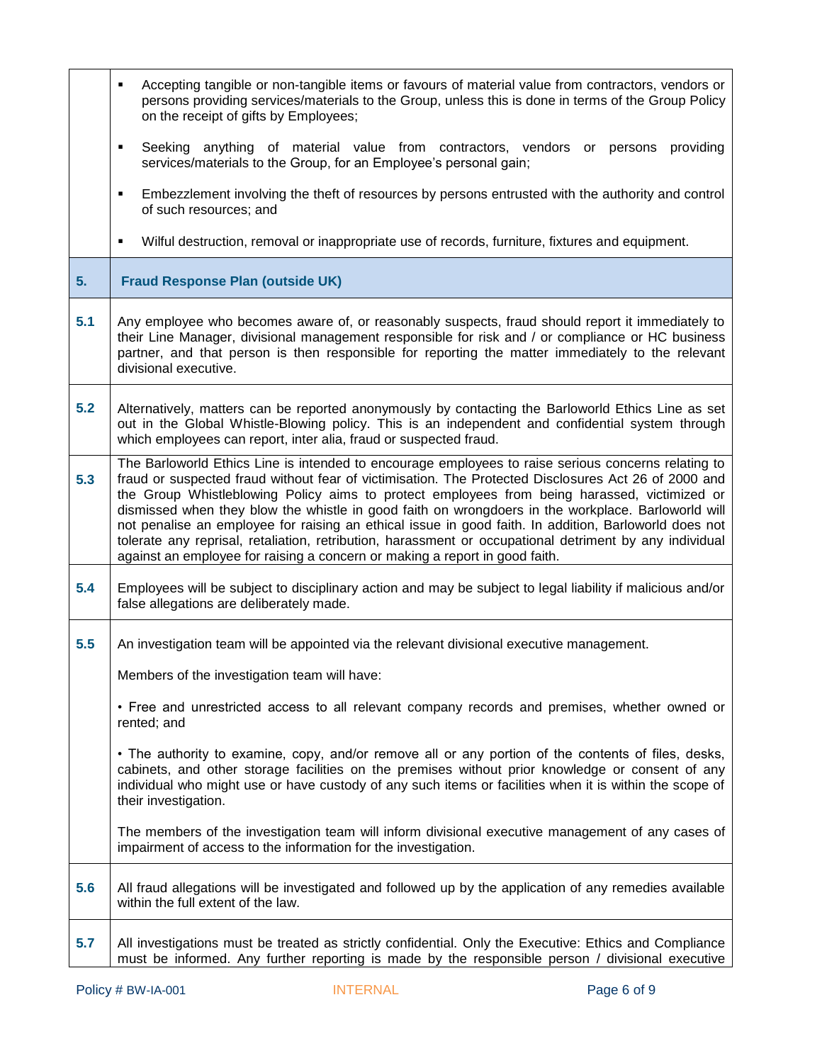- Accepting tangible or non-tangible items or favours of material value from contractors, vendors or persons providing services/materials to the Group, unless this is done in terms of the Group Policy on the receipt of gifts by Employees;
- Seeking anything of material value from contractors, vendors or persons providing services/materials to the Group, for an Employee's personal gain;
- Embezzlement involving the theft of resources by persons entrusted with the authority and control of such resources; and
- Wilful destruction, removal or inappropriate use of records, furniture, fixtures and equipment.

## 5. Fraud Response Plan (outside UK)

**5.1** Any employee who becomes aware of, or reasonably suspects, fraud should report it immediately to their Line Manager, divisional management responsible for risk and / or compliance or HC business partner, and that person is then responsible for reporting the matter immediately to the relevant divisional executive.

**5.2** Alternatively, matters can be reported anonymously by contacting the Barloworld Ethics Line as set out in the Global Whistle-Blowing policy. This is an independent and confidential system through which employees can report, inter alia, fraud or suspected fraud.

**5.3** The Barloworld Ethics Line is intended to encourage employees to raise serious concerns relating to fraud or suspected fraud without fear of victimisation. The Protected Disclosures Act 26 of 2000 and the Group Whistleblowing Policy aims to protect employees from being harassed, victimized or dismissed when they blow the whistle in good faith on wrongdoers in the workplace. Barloworld will not penalise an employee for raising an ethical issue in good faith. In addition, Barloworld does not tolerate any reprisal, retaliation, retribution, harassment or occupational detriment by any individual against an employee for raising a concern or making a report in good faith.

**5.4** Employees will be subject to disciplinary action and may be subject to legal liability if malicious and/or false allegations are deliberately made.

**5.5** An investigation team will be appointed via the relevant divisional executive management.

Members of the investigation team will have:

- Free and unrestricted access to all relevant company records and premises, whether owned or rented; and
- The authority to examine, copy, and/or remove all or any portion of the contents of files, desks, cabinets, and other storage facilities on the premises without prior knowledge or consent of any individual who might use or have custody of any such items or facilities when it is within the scope of their investigation.

The members of the investigation team will inform divisional executive management of any cases of impairment of access to the information for the investigation.

**5.6** All fraud allegations will be investigated and followed up by the application of any remedies available within the full extent of the law.

**5.7** All investigations must be treated as strictly confidential. Only the Executive: Ethics and Compliance must be informed. Any further reporting is made by the responsible person / divisional executive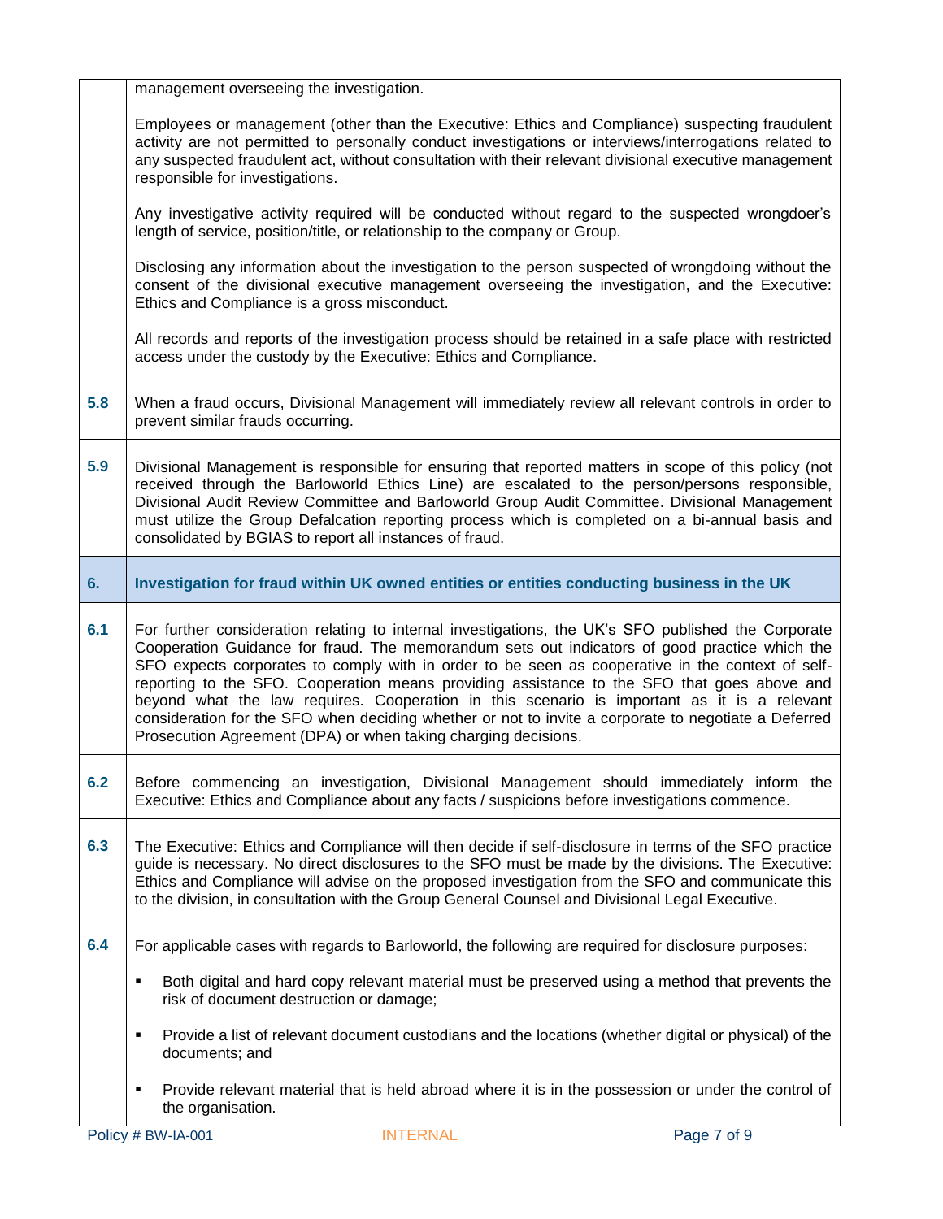management overseeing the investigation.

Employees or management (other than the Executive: Ethics and Compliance) suspecting fraudulent activity are not permitted to personally conduct investigations or interviews/interrogations related to any suspected fraudulent act, without consultation with their relevant divisional executive management responsible for investigations.

Any investigative activity required will be conducted without regard to the suspected wrongdoer's length of service, position/title, or relationship to the company or Group.

Disclosing any information about the investigation to the person suspected of wrongdoing without the consent of the divisional executive management overseeing the investigation, and the Executive: Ethics and Compliance is a gross misconduct.

All records and reports of the investigation process should be retained in a safe place with restricted access under the custody by the Executive: Ethics and Compliance.

**5.8** When a fraud occurs, Divisional Management will immediately review all relevant controls in order to prevent similar frauds occurring.

**5.9** Divisional Management is responsible for ensuring that reported matters in scope of this policy (not received through the Barloworld Ethics Line) are escalated to the person/persons responsible, Divisional Audit Review Committee and Barloworld Group Audit Committee. Divisional Management must utilize the Group Defalcation reporting process which is completed on a bi-annual basis and consolidated by BGIAS to report all instances of fraud.

## 6. Investigation for fraud within UK owned entities or entities conducting business in the UK

**6.1** For further consideration relating to internal investigations, the UK's SFO published the Corporate Cooperation Guidance for fraud. The memorandum sets out indicators of good practice which the SFO expects corporates to comply with in order to be seen as cooperative in the context of self-reporting to the SFO. Cooperation means providing assistance to the SFO that goes above and beyond what the law requires. Cooperation in this scenario is important as it is a relevant consideration for the SFO when deciding whether or not to invite a corporate to negotiate a Deferred Prosecution Agreement (DPA) or when taking charging decisions.

**6.2** Before commencing an investigation, Divisional Management should immediately inform the Executive: Ethics and Compliance about any facts / suspicions before investigations commence.

**6.3** The Executive: Ethics and Compliance will then decide if self-disclosure in terms of the SFO practice guide is necessary. No direct disclosures to the SFO must be made by the divisions. The Executive: Ethics and Compliance will advise on the proposed investigation from the SFO and communicate this to the division, in consultation with the Group General Counsel and Divisional Legal Executive.

**6.4** For applicable cases with regards to Barloworld, the following are required for disclosure purposes:

- Both digital and hard copy relevant material must be preserved using a method that prevents the risk of document destruction or damage;
- Provide a list of relevant document custodians and the locations (whether digital or physical) of the documents; and
- Provide relevant material that is held abroad where it is in the possession or under the control of the organisation.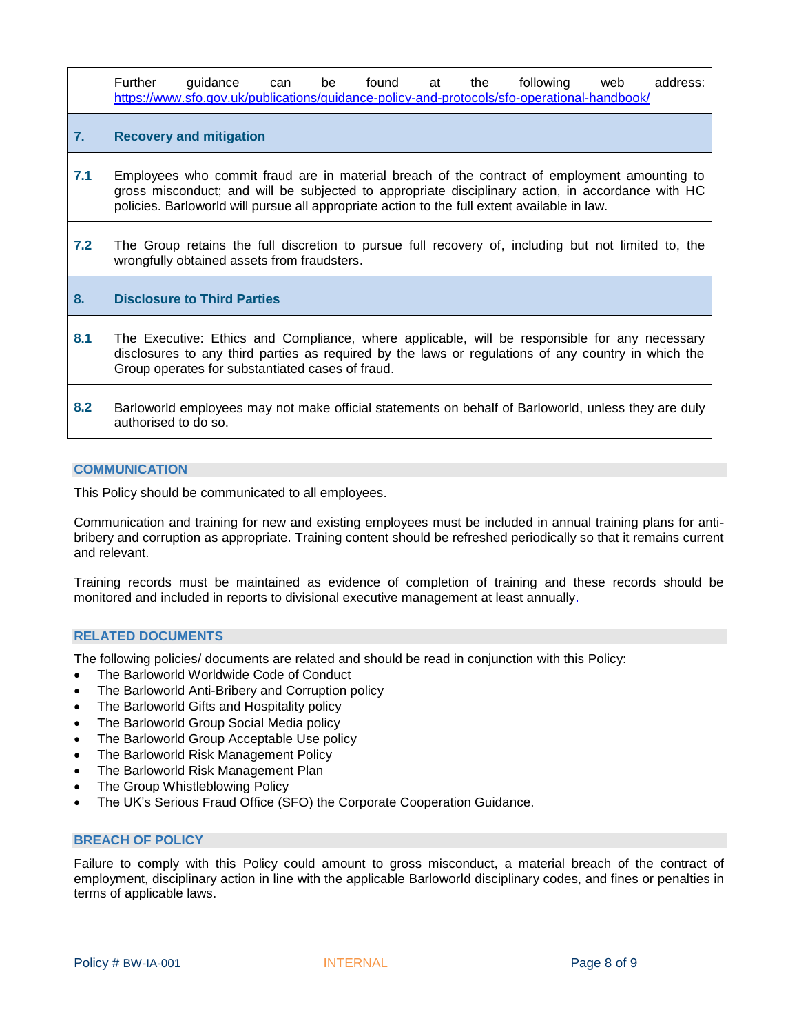| | |
|---|---|
| | Further guidance can be found at the following web address: https://www.sfo.gov.uk/publications/guidance-policy-and-protocols/sfo-operational-handbook/ |
| **7.** | **Recovery and mitigation** |
| **7.1** | Employees who commit fraud are in material breach of the contract of employment amounting to gross misconduct; and will be subjected to appropriate disciplinary action, in accordance with HC policies. Barloworld will pursue all appropriate action to the full extent available in law. |
| **7.2** | The Group retains the full discretion to pursue full recovery of, including but not limited to, the wrongfully obtained assets from fraudsters. |
| **8.** | **Disclosure to Third Parties** |
| **8.1** | The Executive: Ethics and Compliance, where applicable, will be responsible for any necessary disclosures to any third parties as required by the laws or regulations of any country in which the Group operates for substantiated cases of fraud. |
| **8.2** | Barloworld employees may not make official statements on behalf of Barloworld, unless they are duly authorised to do so. |

## COMMUNICATION

This Policy should be communicated to all employees.

Communication and training for new and existing employees must be included in annual training plans for anti-bribery and corruption as appropriate. Training content should be refreshed periodically so that it remains current and relevant.

Training records must be maintained as evidence of completion of training and these records should be monitored and included in reports to divisional executive management at least annually.

## RELATED DOCUMENTS

The following policies/ documents are related and should be read in conjunction with this Policy:

- The Barloworld Worldwide Code of Conduct
- The Barloworld Anti-Bribery and Corruption policy
- The Barloworld Gifts and Hospitality policy
- The Barloworld Group Social Media policy
- The Barloworld Group Acceptable Use policy
- The Barloworld Risk Management Policy
- The Barloworld Risk Management Plan
- The Group Whistleblowing Policy
- The UK's Serious Fraud Office (SFO) the Corporate Cooperation Guidance.

## BREACH OF POLICY

Failure to comply with this Policy could amount to gross misconduct, a material breach of the contract of employment, disciplinary action in line with the applicable Barloworld disciplinary codes, and fines or penalties in terms of applicable laws.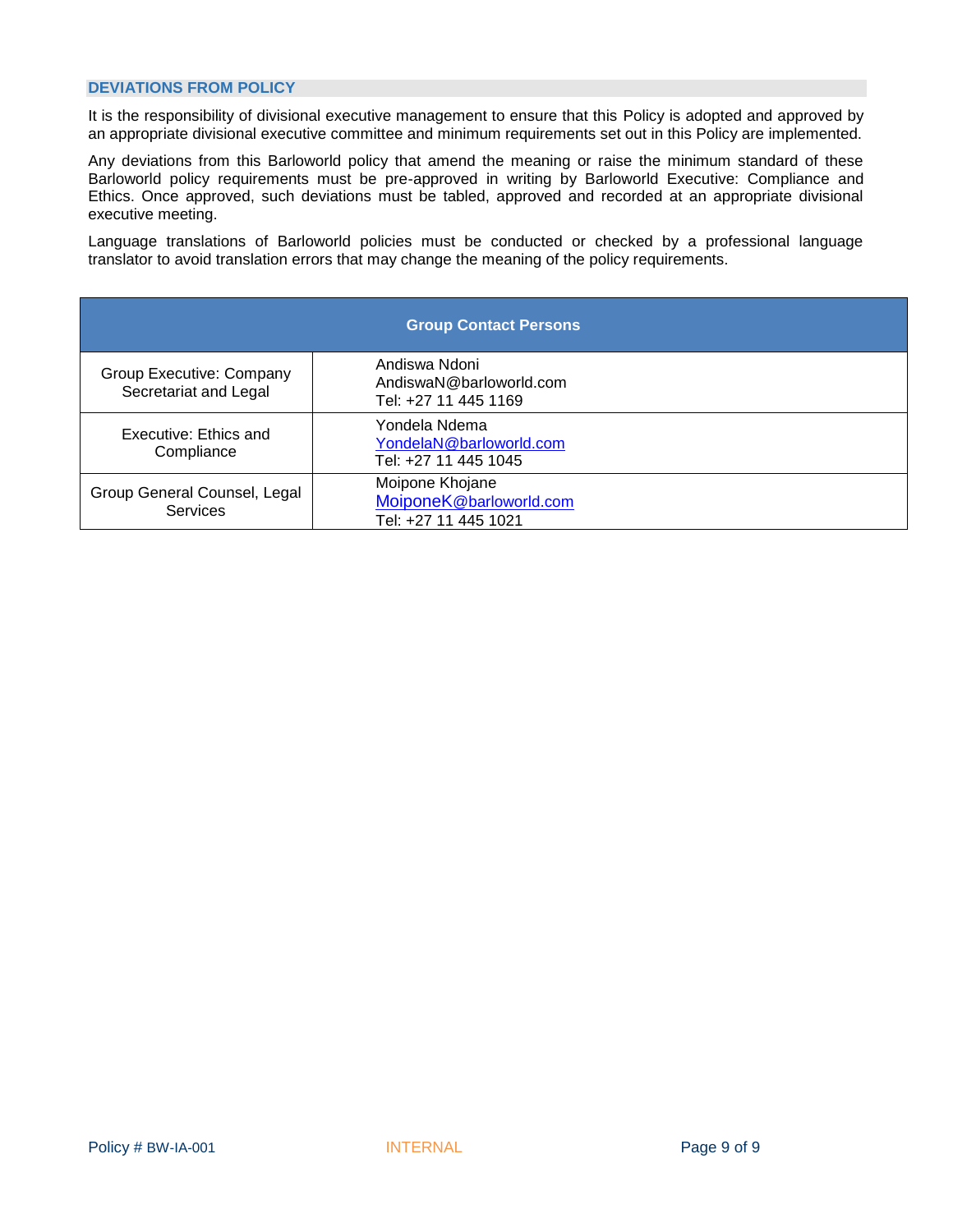## DEVIATIONS FROM POLICY

It is the responsibility of divisional executive management to ensure that this Policy is adopted and approved by an appropriate divisional executive committee and minimum requirements set out in this Policy are implemented.

Any deviations from this Barloworld policy that amend the meaning or raise the minimum standard of these Barloworld policy requirements must be pre-approved in writing by Barloworld Executive: Compliance and Ethics. Once approved, such deviations must be tabled, approved and recorded at an appropriate divisional executive meeting.

Language translations of Barloworld policies must be conducted or checked by a professional language translator to avoid translation errors that may change the meaning of the policy requirements.

| Group Contact Persons | |
|---|---|
| Group Executive: Company Secretariat and Legal | Andiswa Ndoni<br>AndiswaN@barloworld.com<br>Tel: +27 11 445 1169 |
| Executive: Ethics and Compliance | Yondela Ndema<br>YondelaN@barloworld.com<br>Tel: +27 11 445 1045 |
| Group General Counsel, Legal Services | Moipone Khojane<br>MoiponeK@barloworld.com<br>Tel: +27 11 445 1021 |